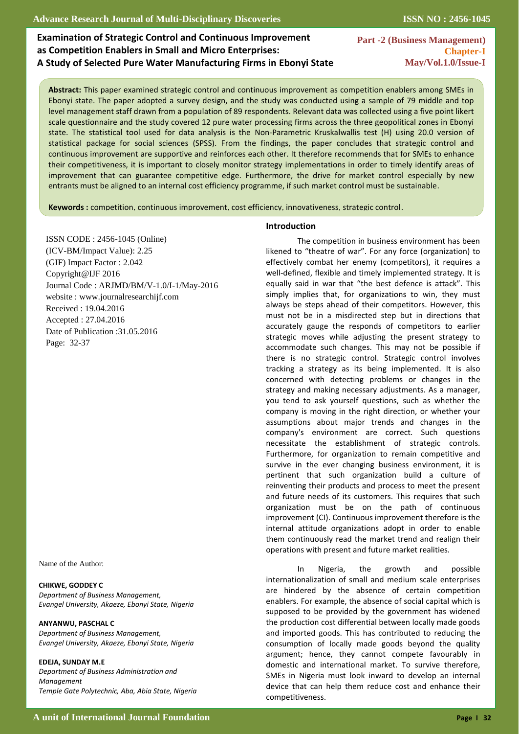# Examination of Strategic Control and Continuous Improvement as Competition Enablers in Small and Micro Enterprises: A Study of Selected Pure Water Manufacturing Firms in Ebonyi State

**Part -2 (Business Management)**
**Chapter-I**

**Abstract:** This paper examined strategic control and continuous improvement as competition enablers among SMEs in Ebonyi state. The paper adopted a survey design, and the study was conducted using a sample of 79 middle and top level management staff drawn from a population of 89 respondents. Relevant data was collected using a five point likert scale questionnaire and the study covered 12 pure water processing firms across the three geopolitical zones in Ebonyi state. The statistical tool used for data analysis is the Non-Parametric Kruskalwallis test (H) using 20.0 version of statistical package for social sciences (SPSS). From the findings, the paper concludes that strategic control and continuous improvement are supportive and reinforces each other. It therefore recommends that for SMEs to enhance their competitiveness, it is important to closely monitor strategy implementations in order to timely identify areas of improvement that can guarantee competitive edge. Furthermore, the drive for market control especially by new entrants must be aligned to an internal cost efficiency programme, if such market control must be sustainable.

**Keywords :** competition, continuous improvement, cost efficiency, innovativeness, strategic control.

ISSN CODE : 2456-1045 (Online)
(ICV-BM/Impact Value): 2.25
(GIF) Impact Factor : 2.042
Copyright@IJF 2016
Journal Code : ARJMD/BM/V-1.0/I-1/May-2016
website : www.journalresearchijf.com
Received : 19.04.2016
Accepted : 27.04.2016
Date of Publication :31.05.2016
Page: 32-37

Name of the Author:

**CHIKWE, GODDEY C**
*Department of Business Management, Evangel University, Akaeze, Ebonyi State, Nigeria*

**ANYANWU, PASCHAL C**
*Department of Business Management, Evangel University, Akaeze, Ebonyi State, Nigeria*

**EDEJA, SUNDAY M.E**
*Department of Business Administration and Management*
*Temple Gate Polytechnic, Aba, Abia State, Nigeria*

## Introduction

The competition in business environment has been likened to "theatre of war". For any force (organization) to effectively combat her enemy (competitors), it requires a well-defined, flexible and timely implemented strategy. It is equally said in war that "the best defence is attack". This simply implies that, for organizations to win, they must always be steps ahead of their competitors. However, this must not be in a misdirected step but in directions that accurately gauge the responds of competitors to earlier strategic moves while adjusting the present strategy to accommodate such changes. This may not be possible if there is no strategic control. Strategic control involves tracking a strategy as its being implemented. It is also concerned with detecting problems or changes in the strategy and making necessary adjustments. As a manager, you tend to ask yourself questions, such as whether the company is moving in the right direction, or whether your assumptions about major trends and changes in the company's environment are correct. Such questions necessitate the establishment of strategic controls. Furthermore, for organization to remain competitive and survive in the ever changing business environment, it is pertinent that such organization build a culture of reinventing their products and process to meet the present and future needs of its customers. This requires that such organization must be on the path of continuous improvement (CI). Continuous improvement therefore is the internal attitude organizations adopt in order to enable them continuously read the market trend and realign their operations with present and future market realities.

In Nigeria, the growth and possible internationalization of small and medium scale enterprises are hindered by the absence of certain competition enablers. For example, the absence of social capital which is supposed to be provided by the government has widened the production cost differential between locally made goods and imported goods. This has contributed to reducing the consumption of locally made goods beyond the quality argument; hence, they cannot compete favourably in domestic and international market. To survive therefore, SMEs in Nigeria must look inward to develop an internal device that can help them reduce cost and enhance their competitiveness.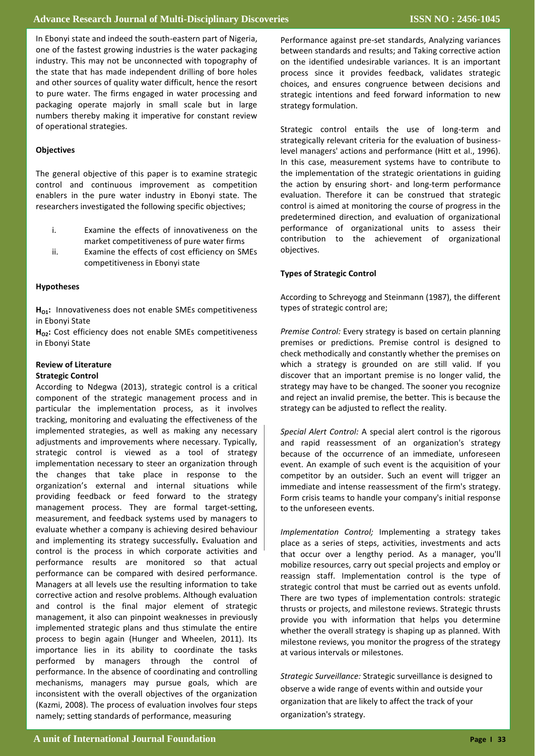In Ebonyi state and indeed the south-eastern part of Nigeria, one of the fastest growing industries is the water packaging industry. This may not be unconnected with topography of the state that has made independent drilling of bore holes and other sources of quality water difficult, hence the resort to pure water. The firms engaged in water processing and packaging operate majorly in small scale but in large numbers thereby making it imperative for constant review of operational strategies.

**Objectives**

The general objective of this paper is to examine strategic control and continuous improvement as competition enablers in the pure water industry in Ebonyi state. The researchers investigated the following specific objectives;

i. Examine the effects of innovativeness on the market competitiveness of pure water firms
ii. Examine the effects of cost efficiency on SMEs competitiveness in Ebonyi state

**Hypotheses**

**$H_{O1}$:** Innovativeness does not enable SMEs competitiveness in Ebonyi State

**$H_{O2}$:** Cost efficiency does not enable SMEs competitiveness in Ebonyi State

**Review of Literature**

**Strategic Control**

According to Ndegwa (2013), strategic control is a critical component of the strategic management process and in particular the implementation process, as it involves tracking, monitoring and evaluating the effectiveness of the implemented strategies, as well as making any necessary adjustments and improvements where necessary. Typically, strategic control is viewed as a tool of strategy implementation necessary to steer an organization through the changes that take place in response to the organization's external and internal situations while providing feedback or feed forward to the strategy management process. They are formal target-setting, measurement, and feedback systems used by managers to evaluate whether a company is achieving desired behaviour and implementing its strategy successfully**.** Evaluation and control is the process in which corporate activities and performance results are monitored so that actual performance can be compared with desired performance. Managers at all levels use the resulting information to take corrective action and resolve problems. Although evaluation and control is the final major element of strategic management, it also can pinpoint weaknesses in previously implemented strategic plans and thus stimulate the entire process to begin again (Hunger and Wheelen, 2011). Its importance lies in its ability to coordinate the tasks performed by managers through the control of performance. In the absence of coordinating and controlling mechanisms, managers may pursue goals, which are inconsistent with the overall objectives of the organization (Kazmi, 2008). The process of evaluation involves four steps namely; setting standards of performance, measuring Performance against pre-set standards, Analyzing variances between standards and results; and Taking corrective action on the identified undesirable variances. It is an important process since it provides feedback, validates strategic choices, and ensures congruence between decisions and strategic intentions and feed forward information to new strategy formulation.

Strategic control entails the use of long-term and strategically relevant criteria for the evaluation of business-level managers' actions and performance (Hitt et al., 1996). In this case, measurement systems have to contribute to the implementation of the strategic orientations in guiding the action by ensuring short- and long-term performance evaluation. Therefore it can be construed that strategic control is aimed at monitoring the course of progress in the predetermined direction, and evaluation of organizational performance of organizational units to assess their contribution to the achievement of organizational objectives.

**Types of Strategic Control**

According to Schreyogg and Steinmann (1987), the different types of strategic control are;

*Premise Control:* Every strategy is based on certain planning premises or predictions. Premise control is designed to check methodically and constantly whether the premises on which a strategy is grounded on are still valid. If you discover that an important premise is no longer valid, the strategy may have to be changed. The sooner you recognize and reject an invalid premise, the better. This is because the strategy can be adjusted to reflect the reality.

*Special Alert Control:* A special alert control is the rigorous and rapid reassessment of an organization's strategy because of the occurrence of an immediate, unforeseen event. An example of such event is the acquisition of your competitor by an outsider. Such an event will trigger an immediate and intense reassessment of the firm's strategy. Form crisis teams to handle your company's initial response to the unforeseen events.

*Implementation Control;* Implementing a strategy takes place as a series of steps, activities, investments and acts that occur over a lengthy period. As a manager, you'll mobilize resources, carry out special projects and employ or reassign staff. Implementation control is the type of strategic control that must be carried out as events unfold. There are two types of implementation controls: strategic thrusts or projects, and milestone reviews. Strategic thrusts provide you with information that helps you determine whether the overall strategy is shaping up as planned. With milestone reviews, you monitor the progress of the strategy at various intervals or milestones.

*Strategic Surveillance:* Strategic surveillance is designed to observe a wide range of events within and outside your organization that are likely to affect the track of your organization's strategy.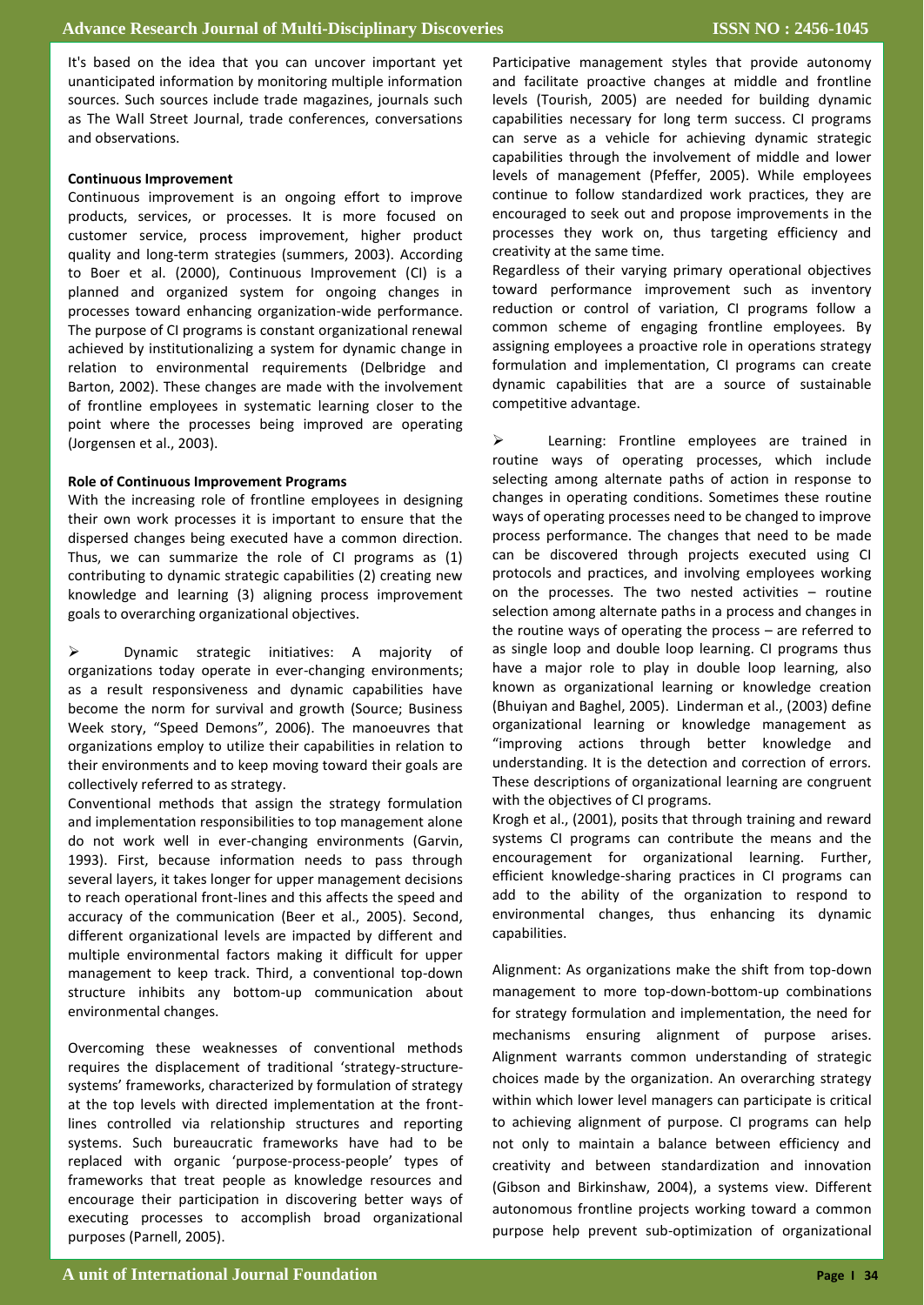It's based on the idea that you can uncover important yet unanticipated information by monitoring multiple information sources. Such sources include trade magazines, journals such as The Wall Street Journal, trade conferences, conversations and observations.

**Continuous Improvement**

Continuous improvement is an ongoing effort to improve products, services, or processes. It is more focused on customer service, process improvement, higher product quality and long-term strategies (summers, 2003). According to Boer et al. (2000), Continuous Improvement (CI) is a planned and organized system for ongoing changes in processes toward enhancing organization-wide performance. The purpose of CI programs is constant organizational renewal achieved by institutionalizing a system for dynamic change in relation to environmental requirements (Delbridge and Barton, 2002). These changes are made with the involvement of frontline employees in systematic learning closer to the point where the processes being improved are operating (Jorgensen et al., 2003).

**Role of Continuous Improvement Programs**

With the increasing role of frontline employees in designing their own work processes it is important to ensure that the dispersed changes being executed have a common direction. Thus, we can summarize the role of CI programs as (1) contributing to dynamic strategic capabilities (2) creating new knowledge and learning (3) aligning process improvement goals to overarching organizational objectives.

➢ Dynamic strategic initiatives: A majority of organizations today operate in ever-changing environments; as a result responsiveness and dynamic capabilities have become the norm for survival and growth (Source; Business Week story, "Speed Demons", 2006). The manoeuvres that organizations employ to utilize their capabilities in relation to their environments and to keep moving toward their goals are collectively referred to as strategy.

Conventional methods that assign the strategy formulation and implementation responsibilities to top management alone do not work well in ever-changing environments (Garvin, 1993). First, because information needs to pass through several layers, it takes longer for upper management decisions to reach operational front-lines and this affects the speed and accuracy of the communication (Beer et al., 2005). Second, different organizational levels are impacted by different and multiple environmental factors making it difficult for upper management to keep track. Third, a conventional top-down structure inhibits any bottom-up communication about environmental changes.

Overcoming these weaknesses of conventional methods requires the displacement of traditional 'strategy-structure-systems' frameworks, characterized by formulation of strategy at the top levels with directed implementation at the front-lines controlled via relationship structures and reporting systems. Such bureaucratic frameworks have had to be replaced with organic 'purpose-process-people' types of frameworks that treat people as knowledge resources and encourage their participation in discovering better ways of executing processes to accomplish broad organizational purposes (Parnell, 2005).

Participative management styles that provide autonomy and facilitate proactive changes at middle and frontline levels (Tourish, 2005) are needed for building dynamic capabilities necessary for long term success. CI programs can serve as a vehicle for achieving dynamic strategic capabilities through the involvement of middle and lower levels of management (Pfeffer, 2005). While employees continue to follow standardized work practices, they are encouraged to seek out and propose improvements in the processes they work on, thus targeting efficiency and creativity at the same time.

Regardless of their varying primary operational objectives toward performance improvement such as inventory reduction or control of variation, CI programs follow a common scheme of engaging frontline employees. By assigning employees a proactive role in operations strategy formulation and implementation, CI programs can create dynamic capabilities that are a source of sustainable competitive advantage.

➢ Learning: Frontline employees are trained in routine ways of operating processes, which include selecting among alternate paths of action in response to changes in operating conditions. Sometimes these routine ways of operating processes need to be changed to improve process performance. The changes that need to be made can be discovered through projects executed using CI protocols and practices, and involving employees working on the processes. The two nested activities – routine selection among alternate paths in a process and changes in the routine ways of operating the process – are referred to as single loop and double loop learning. CI programs thus have a major role to play in double loop learning, also known as organizational learning or knowledge creation (Bhuiyan and Baghel, 2005). Linderman et al., (2003) define organizational learning or knowledge management as "improving actions through better knowledge and understanding. It is the detection and correction of errors. These descriptions of organizational learning are congruent with the objectives of CI programs.

Krogh et al., (2001), posits that through training and reward systems CI programs can contribute the means and the encouragement for organizational learning. Further, efficient knowledge-sharing practices in CI programs can add to the ability of the organization to respond to environmental changes, thus enhancing its dynamic capabilities.

Alignment: As organizations make the shift from top-down management to more top-down-bottom-up combinations for strategy formulation and implementation, the need for mechanisms ensuring alignment of purpose arises. Alignment warrants common understanding of strategic choices made by the organization. An overarching strategy within which lower level managers can participate is critical to achieving alignment of purpose. CI programs can help not only to maintain a balance between efficiency and creativity and between standardization and innovation (Gibson and Birkinshaw, 2004), a systems view. Different autonomous frontline projects working toward a common purpose help prevent sub-optimization of organizational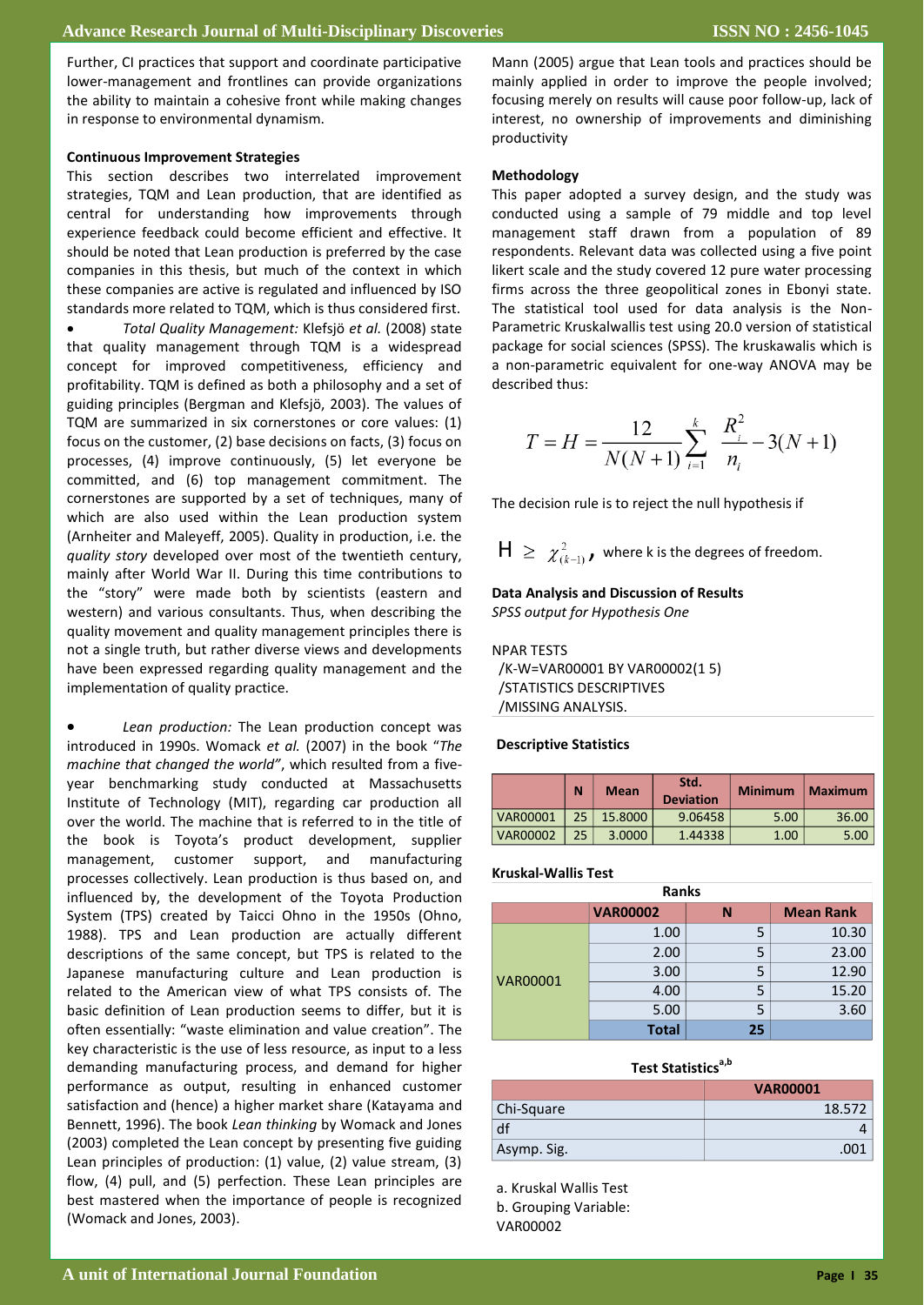Further, CI practices that support and coordinate participative lower-management and frontlines can provide organizations the ability to maintain a cohesive front while making changes in response to environmental dynamism.

**Continuous Improvement Strategies**

This section describes two interrelated improvement strategies, TQM and Lean production, that are identified as central for understanding how improvements through experience feedback could become efficient and effective. It should be noted that Lean production is preferred by the case companies in this thesis, but much of the context in which these companies are active is regulated and influenced by ISO standards more related to TQM, which is thus considered first.

- *Total Quality Management:* Klefsjö *et al.* (2008) state that quality management through TQM is a widespread concept for improved competitiveness, efficiency and profitability. TQM is defined as both a philosophy and a set of guiding principles (Bergman and Klefsjö, 2003). The values of TQM are summarized in six cornerstones or core values: (1) focus on the customer, (2) base decisions on facts, (3) focus on processes, (4) improve continuously, (5) let everyone be committed, and (6) top management commitment. The cornerstones are supported by a set of techniques, many of which are also used within the Lean production system (Arnheiter and Maleyeff, 2005). Quality in production, i.e. the *quality story* developed over most of the twentieth century, mainly after World War II. During this time contributions to the "story" were made both by scientists (eastern and western) and various consultants. Thus, when describing the quality movement and quality management principles there is not a single truth, but rather diverse views and developments have been expressed regarding quality management and the implementation of quality practice.

- *Lean production:* The Lean production concept was introduced in 1990s. Womack *et al.* (2007) in the book "*The machine that changed the world"*, which resulted from a five-year benchmarking study conducted at Massachusetts Institute of Technology (MIT), regarding car production all over the world. The machine that is referred to in the title of the book is Toyota's product development, supplier management, customer support, and manufacturing processes collectively. Lean production is thus based on, and influenced by, the development of the Toyota Production System (TPS) created by Taicci Ohno in the 1950s (Ohno, 1988). TPS and Lean production are actually different descriptions of the same concept, but TPS is related to the Japanese manufacturing culture and Lean production is related to the American view of what TPS consists of. The basic definition of Lean production seems to differ, but it is often essentially: "waste elimination and value creation". The key characteristic is the use of less resource, as input to a less demanding manufacturing process, and demand for higher performance as output, resulting in enhanced customer satisfaction and (hence) a higher market share (Katayama and Bennett, 1996). The book *Lean thinking* by Womack and Jones (2003) completed the Lean concept by presenting five guiding Lean principles of production: (1) value, (2) value stream, (3) flow, (4) pull, and (5) perfection. These Lean principles are best mastered when the importance of people is recognized (Womack and Jones, 2003).

Mann (2005) argue that Lean tools and practices should be mainly applied in order to improve the people involved; focusing merely on results will cause poor follow-up, lack of interest, no ownership of improvements and diminishing productivity

**Methodology**

This paper adopted a survey design, and the study was conducted using a sample of 79 middle and top level management staff drawn from a population of 89 respondents. Relevant data was collected using a five point likert scale and the study covered 12 pure water processing firms across the three geopolitical zones in Ebonyi state. The statistical tool used for data analysis is the Non-Parametric Kruskalwallis test using 20.0 version of statistical package for social sciences (SPSS). The kruskawalis which is a non-parametric equivalent for one-way ANOVA may be described thus:

$$T = H = \frac{12}{N(N+1)} \sum_{i=1}^{k} \frac{R_i^2}{n_i} - 3(N+1)$$

The decision rule is to reject the null hypothesis if

$H \geq \chi^2_{(k-1)}$, where k is the degrees of freedom.

**Data Analysis and Discussion of Results**

*SPSS output for Hypothesis One*

```
NPAR TESTS
 /K-W=VAR00001 BY VAR00002(1 5)
 /STATISTICS DESCRIPTIVES
 /MISSING ANALYSIS.
```

**Descriptive Statistics**

| | N | Mean | Std. Deviation | Minimum | Maximum |
|---|---|---|---|---|---|
| VAR00001 | 25 | 15.8000 | 9.06458 | 5.00 | 36.00 |
| VAR00002 | 25 | 3.0000 | 1.44338 | 1.00 | 5.00 |

**Kruskal-Wallis Test**

Ranks

| | VAR00002 | N | Mean Rank |
|---|---|---|---|
| VAR00001 | 1.00 | 5 | 10.30 |
| | 2.00 | 5 | 23.00 |
| | 3.00 | 5 | 12.90 |
| | 4.00 | 5 | 15.20 |
| | 5.00 | 5 | 3.60 |
| | Total | 25 | |

**Test Statistics[a,b]**

| | VAR00001 |
|---|---|
| Chi-Square | 18.572 |
| df | 4 |
| Asymp. Sig. | .001 |

a. Kruskal Wallis Test
b. Grouping Variable: VAR00002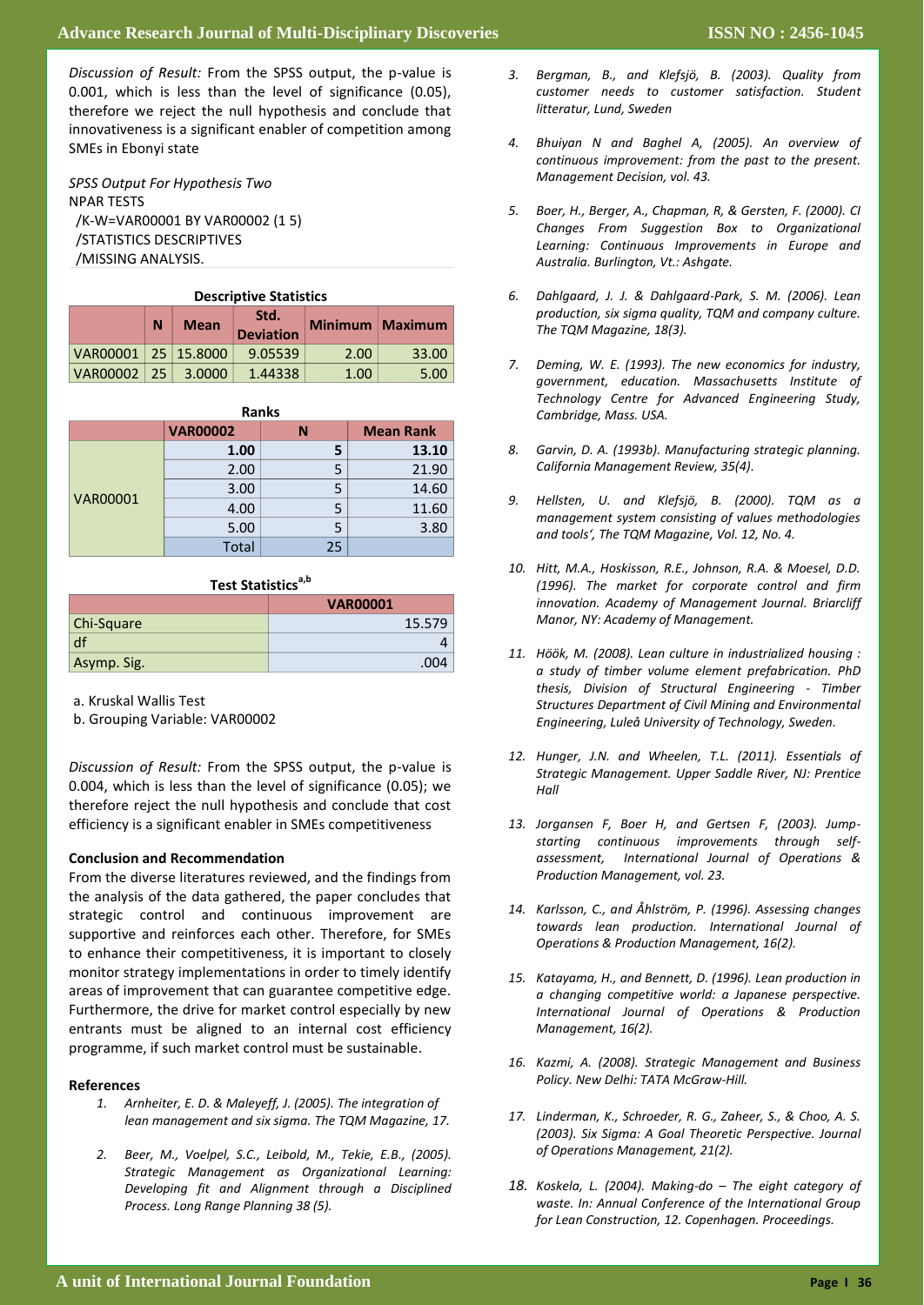*Discussion of Result:* From the SPSS output, the p-value is 0.001, which is less than the level of significance (0.05), therefore we reject the null hypothesis and conclude that innovativeness is a significant enabler of competition among SMEs in Ebonyi state

*SPSS Output For Hypothesis Two*

```
NPAR TESTS
 /K-W=VAR00001 BY VAR00002 (1 5)
 /STATISTICS DESCRIPTIVES
 /MISSING ANALYSIS.
```

**Descriptive Statistics**

| | N | Mean | Std. Deviation | Minimum | Maximum |
|---|---|---|---|---|---|
| VAR00001 | 25 | 15.8000 | 9.05539 | 2.00 | 33.00 |
| VAR00002 | 25 | 3.0000 | 1.44338 | 1.00 | 5.00 |

**Ranks**

| | VAR00002 | N | Mean Rank |
|---|---|---|---|
| VAR00001 | 1.00 | 5 | 13.10 |
| | 2.00 | 5 | 21.90 |
| | 3.00 | 5 | 14.60 |
| | 4.00 | 5 | 11.60 |
| | 5.00 | 5 | 3.80 |
| | Total | 25 | |

**Test Statistics[a,b]**

| | VAR00001 |
|---|---|
| Chi-Square | 15.579 |
| df | 4 |
| Asymp. Sig. | .004 |

a. Kruskal Wallis Test

b. Grouping Variable: VAR00002

*Discussion of Result:* From the SPSS output, the p-value is 0.004, which is less than the level of significance (0.05); we therefore reject the null hypothesis and conclude that cost efficiency is a significant enabler in SMEs competitiveness

### Conclusion and Recommendation

From the diverse literatures reviewed, and the findings from the analysis of the data gathered, the paper concludes that strategic control and continuous improvement are supportive and reinforces each other. Therefore, for SMEs to enhance their competitiveness, it is important to closely monitor strategy implementations in order to timely identify areas of improvement that can guarantee competitive edge. Furthermore, the drive for market control especially by new entrants must be aligned to an internal cost efficiency programme, if such market control must be sustainable.

### References

1. *Arnheiter, E. D. & Maleyeff, J. (2005). The integration of lean management and six sigma. The TQM Magazine, 17.*
2. *Beer, M., Voelpel, S.C., Leibold, M., Tekie, E.B., (2005). Strategic Management as Organizational Learning: Developing fit and Alignment through a Disciplined Process. Long Range Planning 38 (5).*
3. *Bergman, B., and Klefsjö, B. (2003). Quality from customer needs to customer satisfaction. Student litteratur, Lund, Sweden*
4. *Bhuiyan N and Baghel A, (2005). An overview of continuous improvement: from the past to the present. Management Decision, vol. 43.*
5. *Boer, H., Berger, A., Chapman, R, & Gersten, F. (2000). CI Changes From Suggestion Box to Organizational Learning: Continuous Improvements in Europe and Australia. Burlington, Vt.: Ashgate.*
6. *Dahlgaard, J. J. & Dahlgaard-Park, S. M. (2006). Lean production, six sigma quality, TQM and company culture. The TQM Magazine, 18(3).*
7. *Deming, W. E. (1993). The new economics for industry, government, education. Massachusetts Institute of Technology Centre for Advanced Engineering Study, Cambridge, Mass. USA.*
8. *Garvin, D. A. (1993b). Manufacturing strategic planning. California Management Review, 35(4).*
9. *Hellsten, U. and Klefsjö, B. (2000). TQM as a management system consisting of values methodologies and tools', The TQM Magazine, Vol. 12, No. 4.*
10. *Hitt, M.A., Hoskisson, R.E., Johnson, R.A. & Moesel, D.D. (1996). The market for corporate control and firm innovation. Academy of Management Journal. Briarcliff Manor, NY: Academy of Management.*
11. *Höök, M. (2008). Lean culture in industrialized housing : a study of timber volume element prefabrication. PhD thesis, Division of Structural Engineering - Timber Structures Department of Civil Mining and Environmental Engineering, Luleå University of Technology, Sweden.*
12. *Hunger, J.N. and Wheelen, T.L. (2011). Essentials of Strategic Management. Upper Saddle River, NJ: Prentice Hall*
13. *Jorgansen F, Boer H, and Gertsen F, (2003). Jump-starting continuous improvements through self-assessment, International Journal of Operations & Production Management, vol. 23.*
14. *Karlsson, C., and Åhlström, P. (1996). Assessing changes towards lean production. International Journal of Operations & Production Management, 16(2).*
15. *Katayama, H., and Bennett, D. (1996). Lean production in a changing competitive world: a Japanese perspective. International Journal of Operations & Production Management, 16(2).*
16. *Kazmi, A. (2008). Strategic Management and Business Policy. New Delhi: TATA McGraw-Hill.*
17. *Linderman, K., Schroeder, R. G., Zaheer, S., & Choo, A. S. (2003). Six Sigma: A Goal Theoretic Perspective. Journal of Operations Management, 21(2).*
18. *Koskela, L. (2004). Making-do – The eight category of waste. In: Annual Conference of the International Group for Lean Construction, 12. Copenhagen. Proceedings.*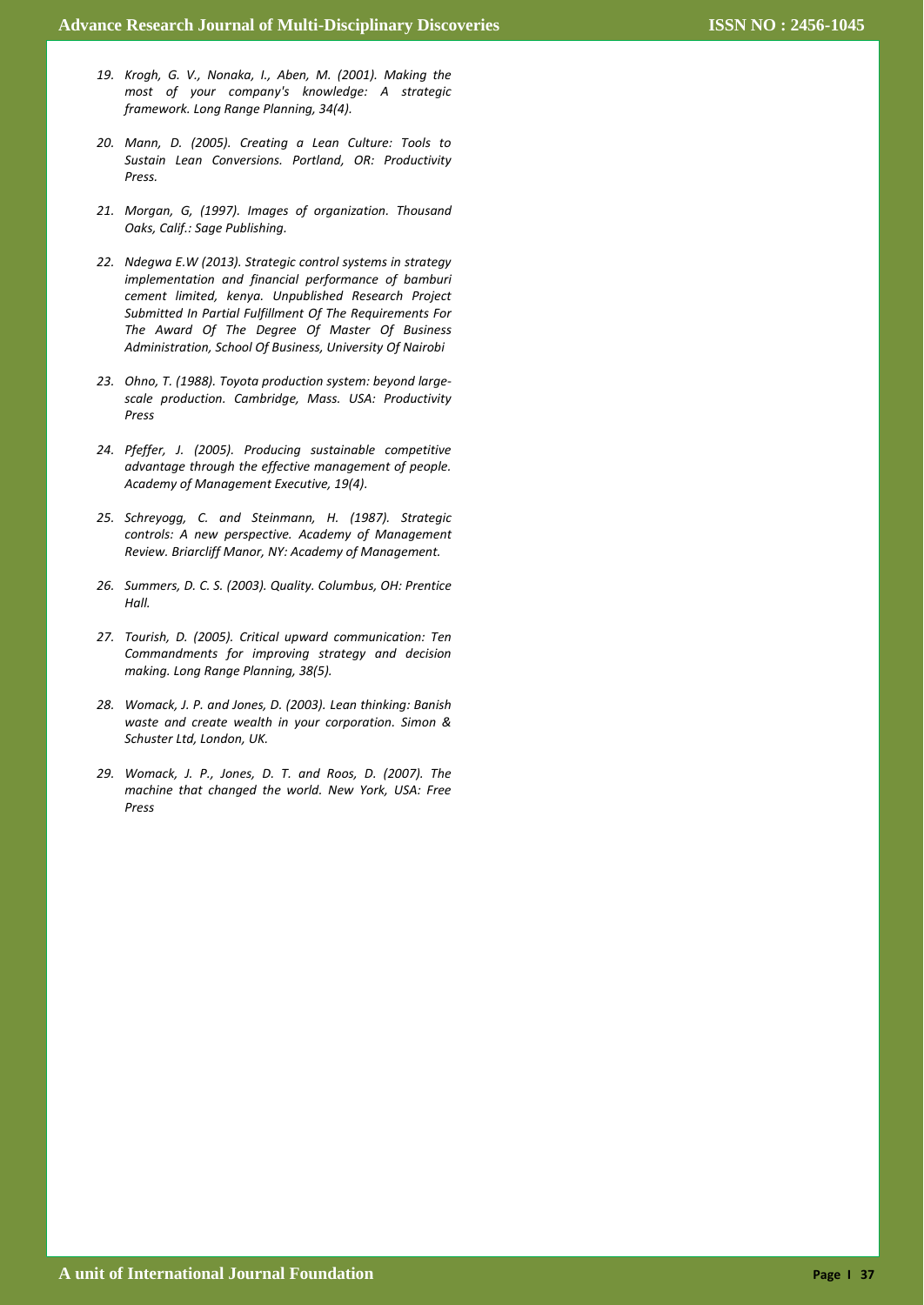19. *Krogh, G. V., Nonaka, I., Aben, M. (2001). Making the most of your company's knowledge: A strategic framework. Long Range Planning, 34(4).*

20. *Mann, D. (2005). Creating a Lean Culture: Tools to Sustain Lean Conversions. Portland, OR: Productivity Press.*

21. *Morgan, G, (1997). Images of organization. Thousand Oaks, Calif.: Sage Publishing.*

22. *Ndegwa E.W (2013). Strategic control systems in strategy implementation and financial performance of bamburi cement limited, kenya. Unpublished Research Project Submitted In Partial Fulfillment Of The Requirements For The Award Of The Degree Of Master Of Business Administration, School Of Business, University Of Nairobi*

23. *Ohno, T. (1988). Toyota production system: beyond large-scale production. Cambridge, Mass. USA: Productivity Press*

24. *Pfeffer, J. (2005). Producing sustainable competitive advantage through the effective management of people. Academy of Management Executive, 19(4).*

25. *Schreyogg, C. and Steinmann, H. (1987). Strategic controls: A new perspective. Academy of Management Review. Briarcliff Manor, NY: Academy of Management.*

26. *Summers, D. C. S. (2003). Quality. Columbus, OH: Prentice Hall.*

27. *Tourish, D. (2005). Critical upward communication: Ten Commandments for improving strategy and decision making. Long Range Planning, 38(5).*

28. *Womack, J. P. and Jones, D. (2003). Lean thinking: Banish waste and create wealth in your corporation. Simon & Schuster Ltd, London, UK.*

29. *Womack, J. P., Jones, D. T. and Roos, D. (2007). The machine that changed the world. New York, USA: Free Press*